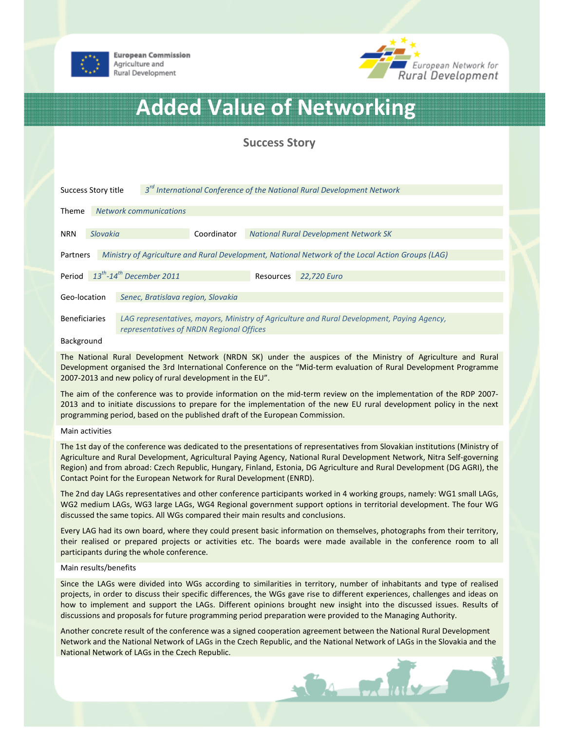European Commission
Agriculture and
Rural Development

European Network for
Rural Development

# Added Value of Networking

## Success Story

| | |
|---|---|
| Success Story title | *3rd International Conference of the National Rural Development Network* |
| Theme | *Network communications* |
| NRN | *Slovakia* |
| Coordinator | *National Rural Development Network SK* |
| Partners | *Ministry of Agriculture and Rural Development, National Network of the Local Action Groups (LAG)* |
| Period | *13th-14th December 2011* |
| Resources | *22,720 Euro* |
| Geo-location | *Senec, Bratislava region, Slovakia* |
| Beneficiaries | *LAG representatives, mayors, Ministry of Agriculture and Rural Development, Paying Agency, representatives of NRDN Regional Offices* |

### Background

The National Rural Development Network (NRDN SK) under the auspices of the Ministry of Agriculture and Rural Development organised the 3rd International Conference on the "Mid-term evaluation of Rural Development Programme 2007-2013 and new policy of rural development in the EU".

The aim of the conference was to provide information on the mid-term review on the implementation of the RDP 2007-2013 and to initiate discussions to prepare for the implementation of the new EU rural development policy in the next programming period, based on the published draft of the European Commission.

### Main activities

The 1st day of the conference was dedicated to the presentations of representatives from Slovakian institutions (Ministry of Agriculture and Rural Development, Agricultural Paying Agency, National Rural Development Network, Nitra Self-governing Region) and from abroad: Czech Republic, Hungary, Finland, Estonia, DG Agriculture and Rural Development (DG AGRI), the Contact Point for the European Network for Rural Development (ENRD).

The 2nd day LAGs representatives and other conference participants worked in 4 working groups, namely: WG1 small LAGs, WG2 medium LAGs, WG3 large LAGs, WG4 Regional government support options in territorial development. The four WG discussed the same topics. All WGs compared their main results and conclusions.

Every LAG had its own board, where they could present basic information on themselves, photographs from their territory, their realised or prepared projects or activities etc. The boards were made available in the conference room to all participants during the whole conference.

### Main results/benefits

Since the LAGs were divided into WGs according to similarities in territory, number of inhabitants and type of realised projects, in order to discuss their specific differences, the WGs gave rise to different experiences, challenges and ideas on how to implement and support the LAGs. Different opinions brought new insight into the discussed issues. Results of discussions and proposals for future programming period preparation were provided to the Managing Authority.

Another concrete result of the conference was a signed cooperation agreement between the National Rural Development Network and the National Network of LAGs in the Czech Republic, and the National Network of LAGs in the Slovakia and the National Network of LAGs in the Czech Republic.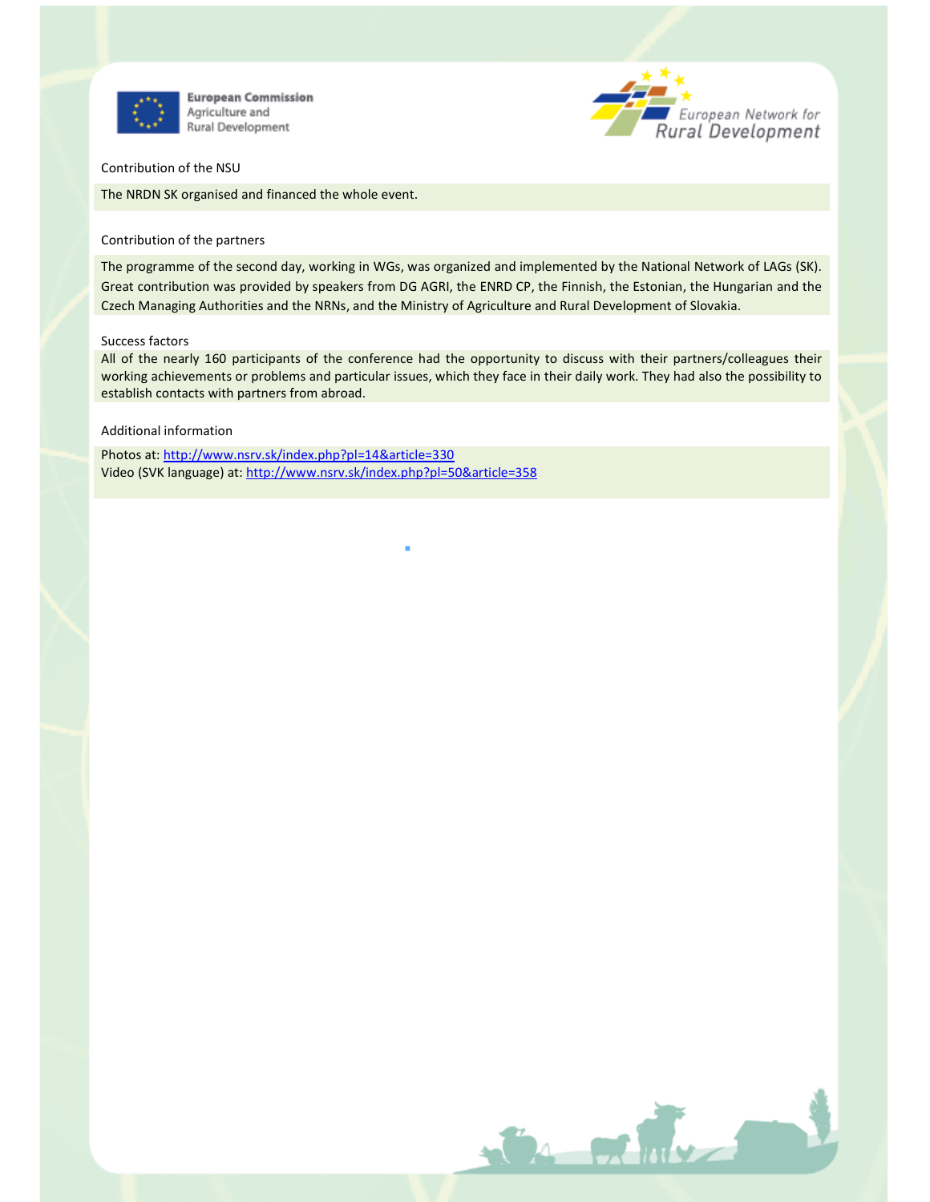Contribution of the NSU

The NRDN SK organised and financed the whole event.

Contribution of the partners

The programme of the second day, working in WGs, was organized and implemented by the National Network of LAGs (SK). Great contribution was provided by speakers from DG AGRI, the ENRD CP, the Finnish, the Estonian, the Hungarian and the Czech Managing Authorities and the NRNs, and the Ministry of Agriculture and Rural Development of Slovakia.

Success factors

All of the nearly 160 participants of the conference had the opportunity to discuss with their partners/colleagues their working achievements or problems and particular issues, which they face in their daily work. They had also the possibility to establish contacts with partners from abroad.

Additional information

Photos at: http://www.nsrv.sk/index.php?pl=14&article=330
Video (SVK language) at: http://www.nsrv.sk/index.php?pl=50&article=358